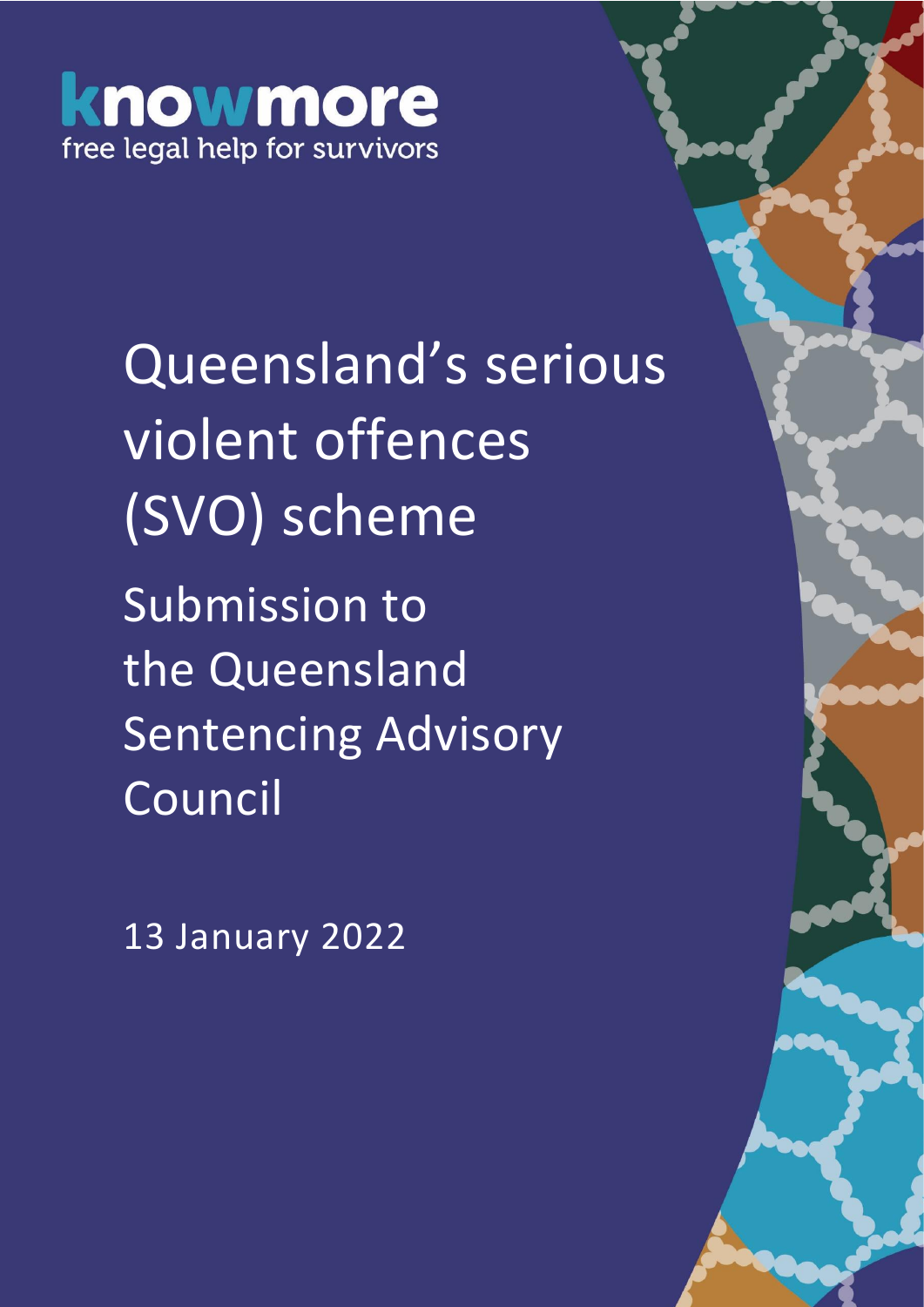knowmore

free legal help for survivors

# Queensland's serious violent offences (SVO) scheme

## Submission to the Queensland Sentencing Advisory Council

13 January 2022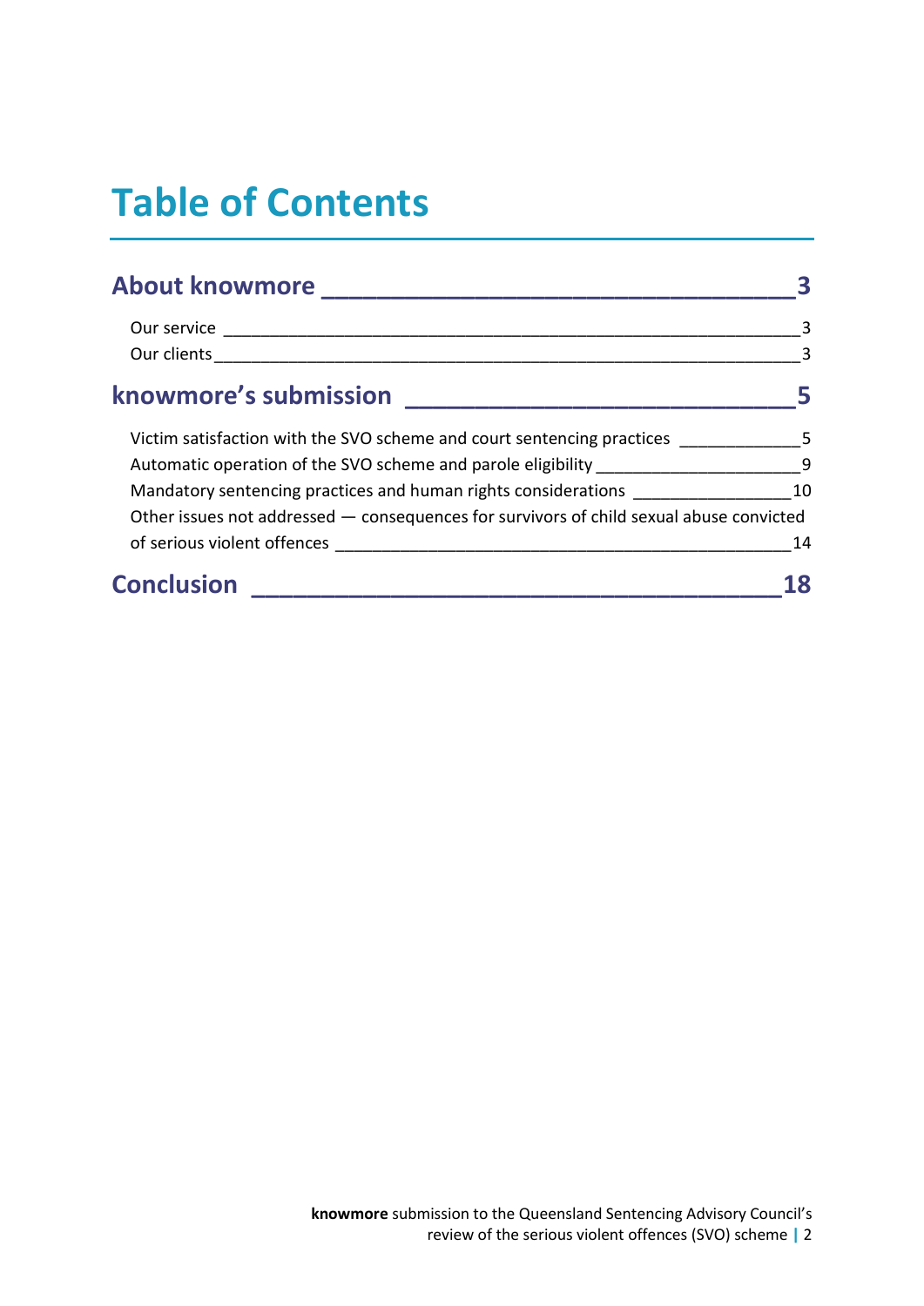# Table of Contents

## About knowmore — 3

- Our service — 3
- Our clients — 3

## knowmore's submission — 5

- Victim satisfaction with the SVO scheme and court sentencing practices — 5
- Automatic operation of the SVO scheme and parole eligibility — 9
- Mandatory sentencing practices and human rights considerations — 10
- Other issues not addressed — consequences for survivors of child sexual abuse convicted of serious violent offences — 14

## Conclusion — 18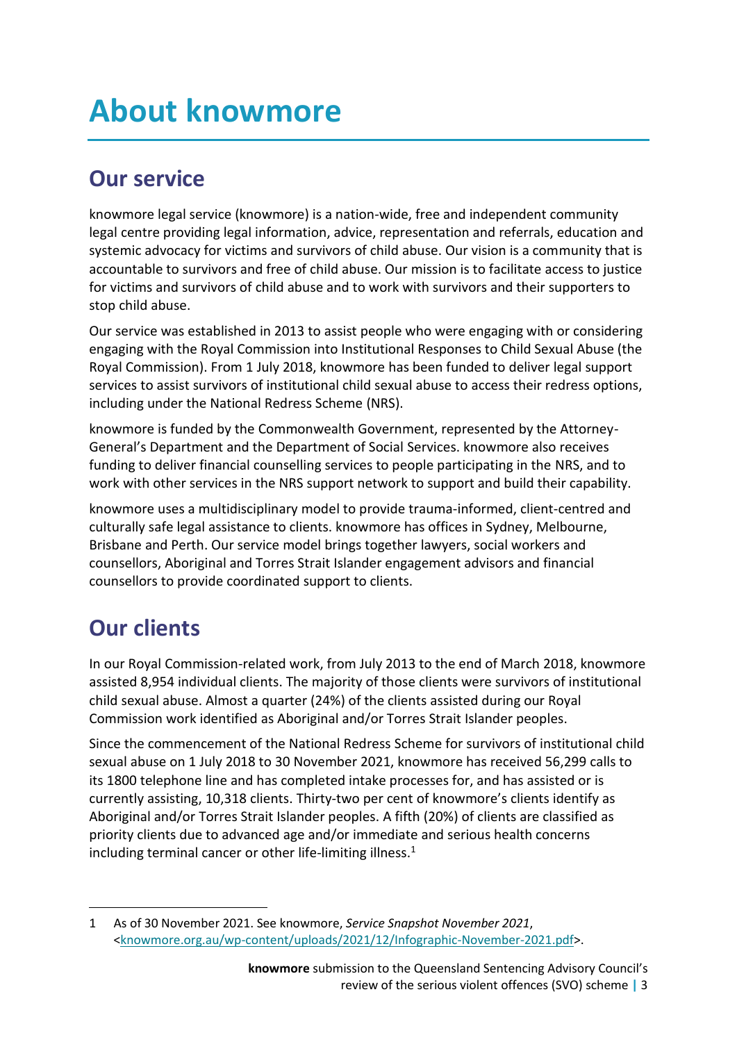# About knowmore

## Our service

knowmore legal service (knowmore) is a nation-wide, free and independent community legal centre providing legal information, advice, representation and referrals, education and systemic advocacy for victims and survivors of child abuse. Our vision is a community that is accountable to survivors and free of child abuse. Our mission is to facilitate access to justice for victims and survivors of child abuse and to work with survivors and their supporters to stop child abuse.

Our service was established in 2013 to assist people who were engaging with or considering engaging with the Royal Commission into Institutional Responses to Child Sexual Abuse (the Royal Commission). From 1 July 2018, knowmore has been funded to deliver legal support services to assist survivors of institutional child sexual abuse to access their redress options, including under the National Redress Scheme (NRS).

knowmore is funded by the Commonwealth Government, represented by the Attorney-General's Department and the Department of Social Services. knowmore also receives funding to deliver financial counselling services to people participating in the NRS, and to work with other services in the NRS support network to support and build their capability.

knowmore uses a multidisciplinary model to provide trauma-informed, client-centred and culturally safe legal assistance to clients. knowmore has offices in Sydney, Melbourne, Brisbane and Perth. Our service model brings together lawyers, social workers and counsellors, Aboriginal and Torres Strait Islander engagement advisors and financial counsellors to provide coordinated support to clients.

## Our clients

In our Royal Commission-related work, from July 2013 to the end of March 2018, knowmore assisted 8,954 individual clients. The majority of those clients were survivors of institutional child sexual abuse. Almost a quarter (24%) of the clients assisted during our Royal Commission work identified as Aboriginal and/or Torres Strait Islander peoples.

Since the commencement of the National Redress Scheme for survivors of institutional child sexual abuse on 1 July 2018 to 30 November 2021, knowmore has received 56,299 calls to its 1800 telephone line and has completed intake processes for, and has assisted or is currently assisting, 10,318 clients. Thirty-two per cent of knowmore's clients identify as Aboriginal and/or Torres Strait Islander peoples. A fifth (20%) of clients are classified as priority clients due to advanced age and/or immediate and serious health concerns including terminal cancer or other life-limiting illness.[1]

---

1 As of 30 November 2021. See knowmore, *Service Snapshot November 2021*, <knowmore.org.au/wp-content/uploads/2021/12/Infographic-November-2021.pdf>.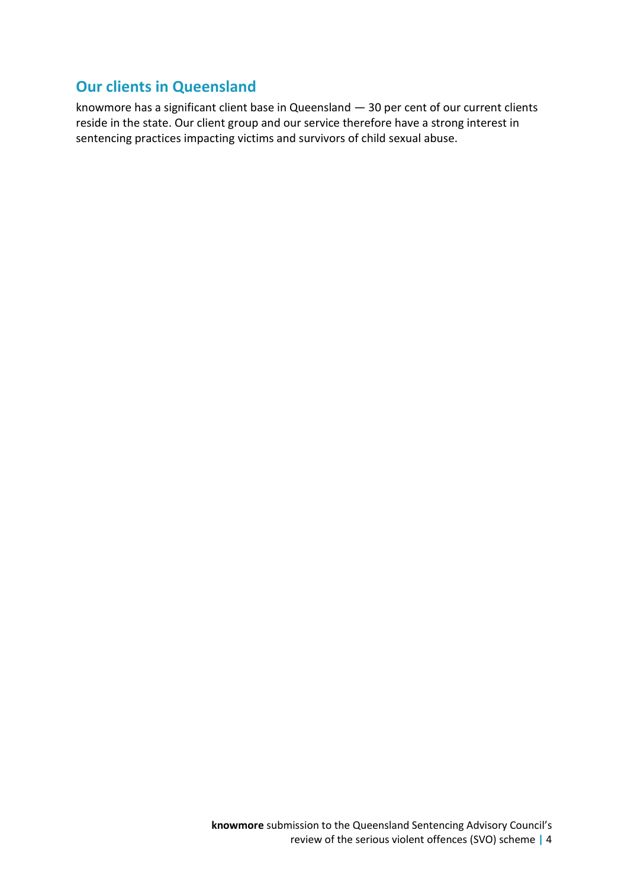## Our clients in Queensland

knowmore has a significant client base in Queensland — 30 per cent of our current clients reside in the state. Our client group and our service therefore have a strong interest in sentencing practices impacting victims and survivors of child sexual abuse.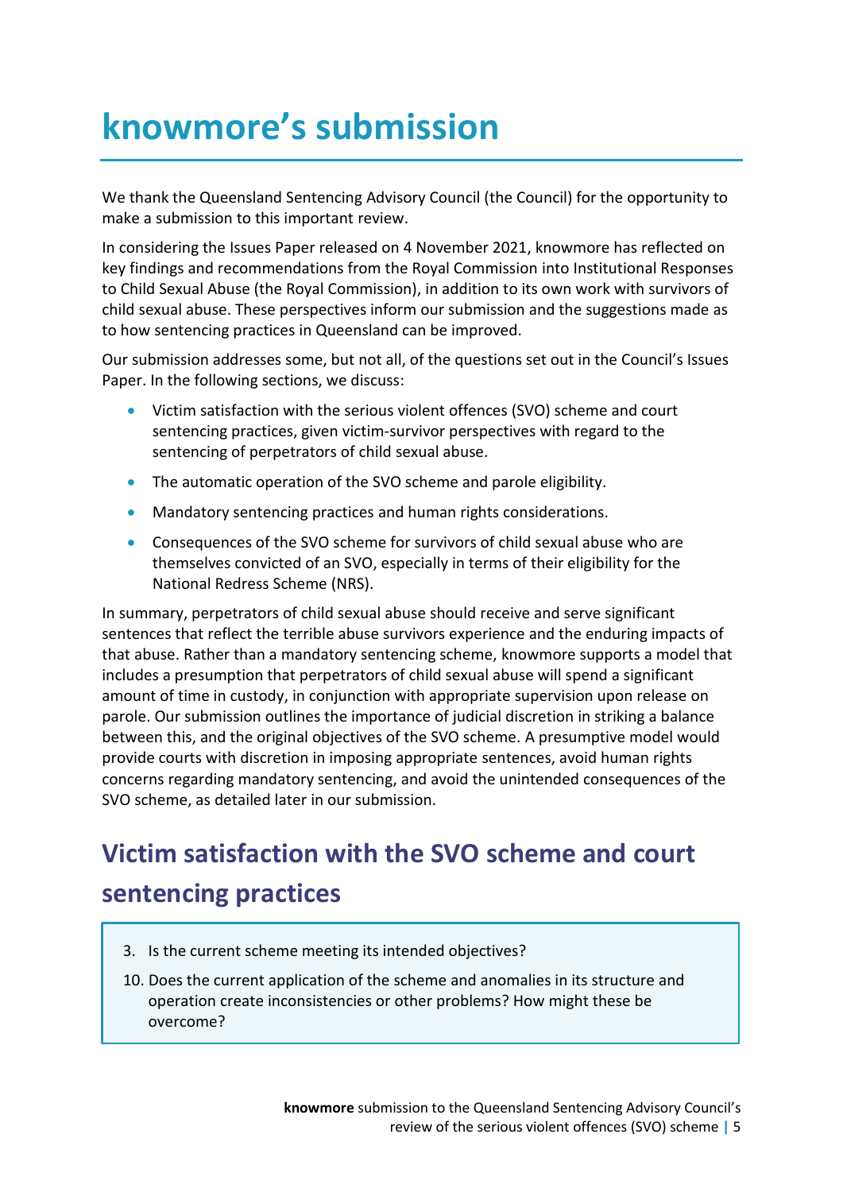# knowmore's submission

We thank the Queensland Sentencing Advisory Council (the Council) for the opportunity to make a submission to this important review.

In considering the Issues Paper released on 4 November 2021, knowmore has reflected on key findings and recommendations from the Royal Commission into Institutional Responses to Child Sexual Abuse (the Royal Commission), in addition to its own work with survivors of child sexual abuse. These perspectives inform our submission and the suggestions made as to how sentencing practices in Queensland can be improved.

Our submission addresses some, but not all, of the questions set out in the Council's Issues Paper. In the following sections, we discuss:

- Victim satisfaction with the serious violent offences (SVO) scheme and court sentencing practices, given victim-survivor perspectives with regard to the sentencing of perpetrators of child sexual abuse.
- The automatic operation of the SVO scheme and parole eligibility.
- Mandatory sentencing practices and human rights considerations.
- Consequences of the SVO scheme for survivors of child sexual abuse who are themselves convicted of an SVO, especially in terms of their eligibility for the National Redress Scheme (NRS).

In summary, perpetrators of child sexual abuse should receive and serve significant sentences that reflect the terrible abuse survivors experience and the enduring impacts of that abuse. Rather than a mandatory sentencing scheme, knowmore supports a model that includes a presumption that perpetrators of child sexual abuse will spend a significant amount of time in custody, in conjunction with appropriate supervision upon release on parole. Our submission outlines the importance of judicial discretion in striking a balance between this, and the original objectives of the SVO scheme. A presumptive model would provide courts with discretion in imposing appropriate sentences, avoid human rights concerns regarding mandatory sentencing, and avoid the unintended consequences of the SVO scheme, as detailed later in our submission.

## Victim satisfaction with the SVO scheme and court sentencing practices

3. Is the current scheme meeting its intended objectives?
10. Does the current application of the scheme and anomalies in its structure and operation create inconsistencies or other problems? How might these be overcome?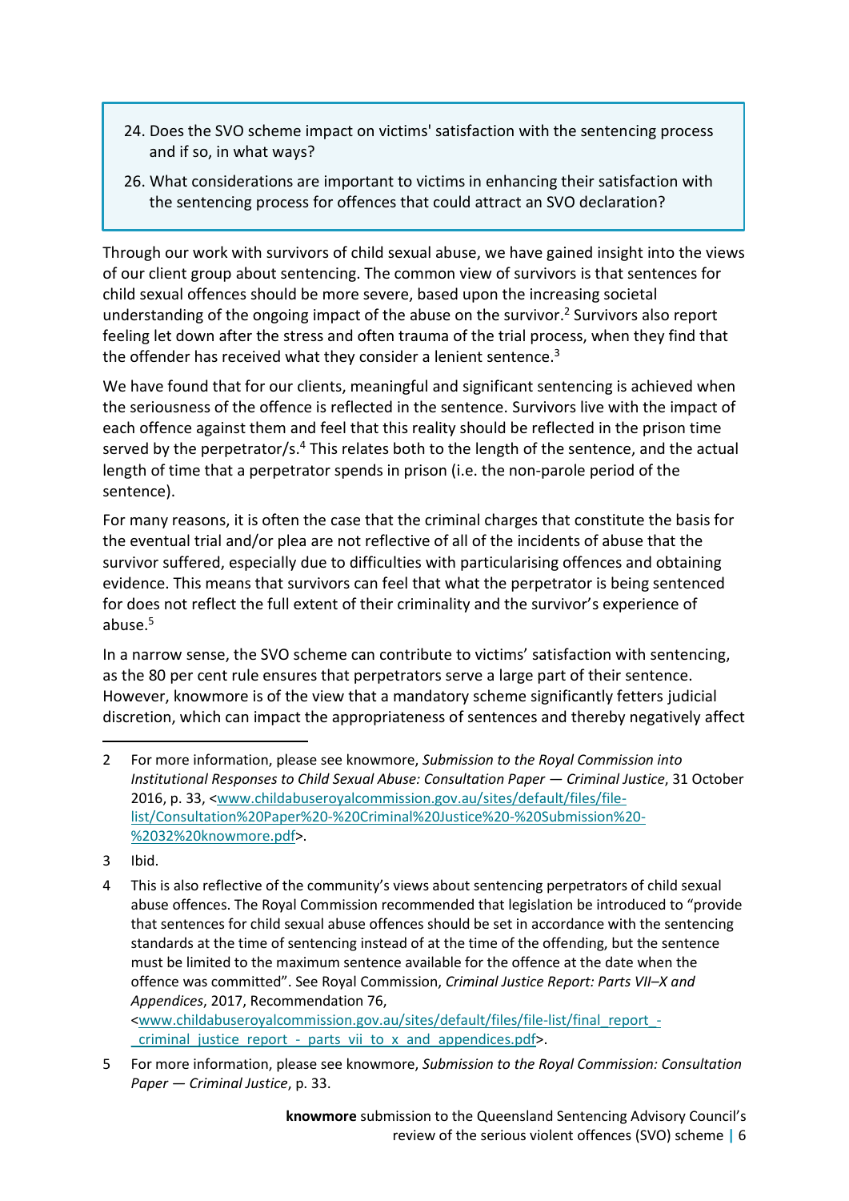> 24. Does the SVO scheme impact on victims' satisfaction with the sentencing process and if so, in what ways?
>
> 26. What considerations are important to victims in enhancing their satisfaction with the sentencing process for offences that could attract an SVO declaration?

Through our work with survivors of child sexual abuse, we have gained insight into the views of our client group about sentencing. The common view of survivors is that sentences for child sexual offences should be more severe, based upon the increasing societal understanding of the ongoing impact of the abuse on the survivor.[2] Survivors also report feeling let down after the stress and often trauma of the trial process, when they find that the offender has received what they consider a lenient sentence.[3]

We have found that for our clients, meaningful and significant sentencing is achieved when the seriousness of the offence is reflected in the sentence. Survivors live with the impact of each offence against them and feel that this reality should be reflected in the prison time served by the perpetrator/s.[4] This relates both to the length of the sentence, and the actual length of time that a perpetrator spends in prison (i.e. the non-parole period of the sentence).

For many reasons, it is often the case that the criminal charges that constitute the basis for the eventual trial and/or plea are not reflective of all of the incidents of abuse that the survivor suffered, especially due to difficulties with particularising offences and obtaining evidence. This means that survivors can feel that what the perpetrator is being sentenced for does not reflect the full extent of their criminality and the survivor's experience of abuse.[5]

In a narrow sense, the SVO scheme can contribute to victims' satisfaction with sentencing, as the 80 per cent rule ensures that perpetrators serve a large part of their sentence. However, knowmore is of the view that a mandatory scheme significantly fetters judicial discretion, which can impact the appropriateness of sentences and thereby negatively affect

---

2 For more information, please see knowmore, *Submission to the Royal Commission into Institutional Responses to Child Sexual Abuse: Consultation Paper — Criminal Justice*, 31 October 2016, p. 33, <www.childabuseroyalcommission.gov.au/sites/default/files/file-list/Consultation%20Paper%20-%20Criminal%20Justice%20-%20Submission%20-%2032%20knowmore.pdf>.

3 Ibid.

4 This is also reflective of the community's views about sentencing perpetrators of child sexual abuse offences. The Royal Commission recommended that legislation be introduced to "provide that sentences for child sexual abuse offences should be set in accordance with the sentencing standards at the time of sentencing instead of at the time of the offending, but the sentence must be limited to the maximum sentence available for the offence at the date when the offence was committed". See Royal Commission, *Criminal Justice Report: Parts VII–X and Appendices*, 2017, Recommendation 76, <www.childabuseroyalcommission.gov.au/sites/default/files/file-list/final_report_-_criminal_justice_report_-_parts_vii_to_x_and_appendices.pdf>.

5 For more information, please see knowmore, *Submission to the Royal Commission: Consultation Paper — Criminal Justice*, p. 33.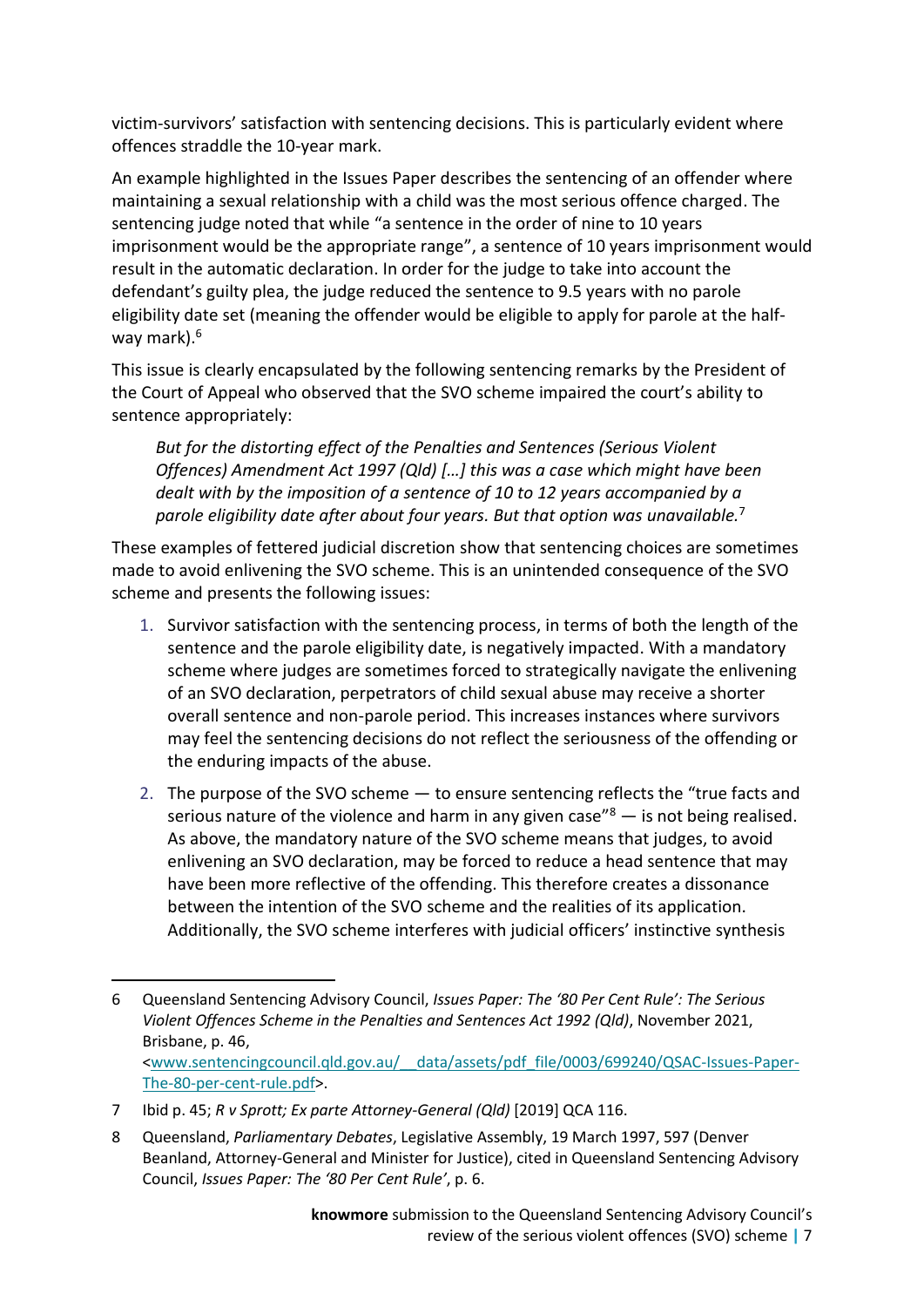victim-survivors' satisfaction with sentencing decisions. This is particularly evident where offences straddle the 10-year mark.

An example highlighted in the Issues Paper describes the sentencing of an offender where maintaining a sexual relationship with a child was the most serious offence charged. The sentencing judge noted that while "a sentence in the order of nine to 10 years imprisonment would be the appropriate range", a sentence of 10 years imprisonment would result in the automatic declaration. In order for the judge to take into account the defendant's guilty plea, the judge reduced the sentence to 9.5 years with no parole eligibility date set (meaning the offender would be eligible to apply for parole at the half-way mark).[6]

This issue is clearly encapsulated by the following sentencing remarks by the President of the Court of Appeal who observed that the SVO scheme impaired the court's ability to sentence appropriately:

> *But for the distorting effect of the Penalties and Sentences (Serious Violent Offences) Amendment Act 1997 (Qld) […] this was a case which might have been dealt with by the imposition of a sentence of 10 to 12 years accompanied by a parole eligibility date after about four years. But that option was unavailable.*[7]

These examples of fettered judicial discretion show that sentencing choices are sometimes made to avoid enlivening the SVO scheme. This is an unintended consequence of the SVO scheme and presents the following issues:

1. Survivor satisfaction with the sentencing process, in terms of both the length of the sentence and the parole eligibility date, is negatively impacted. With a mandatory scheme where judges are sometimes forced to strategically navigate the enlivening of an SVO declaration, perpetrators of child sexual abuse may receive a shorter overall sentence and non-parole period. This increases instances where survivors may feel the sentencing decisions do not reflect the seriousness of the offending or the enduring impacts of the abuse.
2. The purpose of the SVO scheme — to ensure sentencing reflects the "true facts and serious nature of the violence and harm in any given case"[8] — is not being realised. As above, the mandatory nature of the SVO scheme means that judges, to avoid enlivening an SVO declaration, may be forced to reduce a head sentence that may have been more reflective of the offending. This therefore creates a dissonance between the intention of the SVO scheme and the realities of its application. Additionally, the SVO scheme interferes with judicial officers' instinctive synthesis

---

6 Queensland Sentencing Advisory Council, *Issues Paper: The '80 Per Cent Rule': The Serious Violent Offences Scheme in the Penalties and Sentences Act 1992 (Qld)*, November 2021, Brisbane, p. 46, <www.sentencingcouncil.qld.gov.au/__data/assets/pdf_file/0003/699240/QSAC-Issues-Paper-The-80-per-cent-rule.pdf>.

7 Ibid p. 45; *R v Sprott; Ex parte Attorney-General (Qld)* [2019] QCA 116.

8 Queensland, *Parliamentary Debates*, Legislative Assembly, 19 March 1997, 597 (Denver Beanland, Attorney-General and Minister for Justice), cited in Queensland Sentencing Advisory Council, *Issues Paper: The '80 Per Cent Rule'*, p. 6.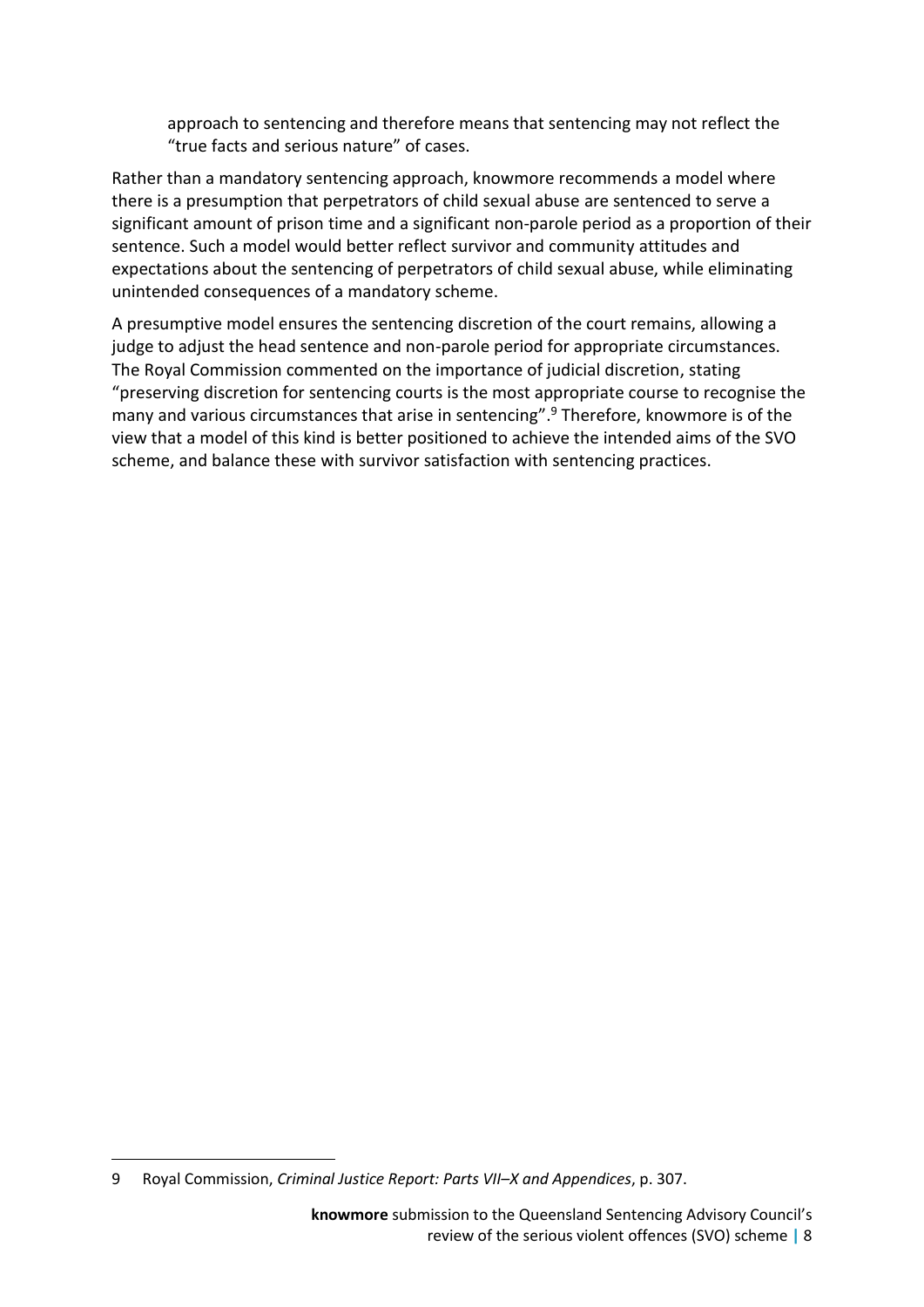approach to sentencing and therefore means that sentencing may not reflect the "true facts and serious nature" of cases.

Rather than a mandatory sentencing approach, knowmore recommends a model where there is a presumption that perpetrators of child sexual abuse are sentenced to serve a significant amount of prison time and a significant non-parole period as a proportion of their sentence. Such a model would better reflect survivor and community attitudes and expectations about the sentencing of perpetrators of child sexual abuse, while eliminating unintended consequences of a mandatory scheme.

A presumptive model ensures the sentencing discretion of the court remains, allowing a judge to adjust the head sentence and non-parole period for appropriate circumstances. The Royal Commission commented on the importance of judicial discretion, stating "preserving discretion for sentencing courts is the most appropriate course to recognise the many and various circumstances that arise in sentencing".[9] Therefore, knowmore is of the view that a model of this kind is better positioned to achieve the intended aims of the SVO scheme, and balance these with survivor satisfaction with sentencing practices.

---

9 Royal Commission, *Criminal Justice Report: Parts VII–X and Appendices*, p. 307.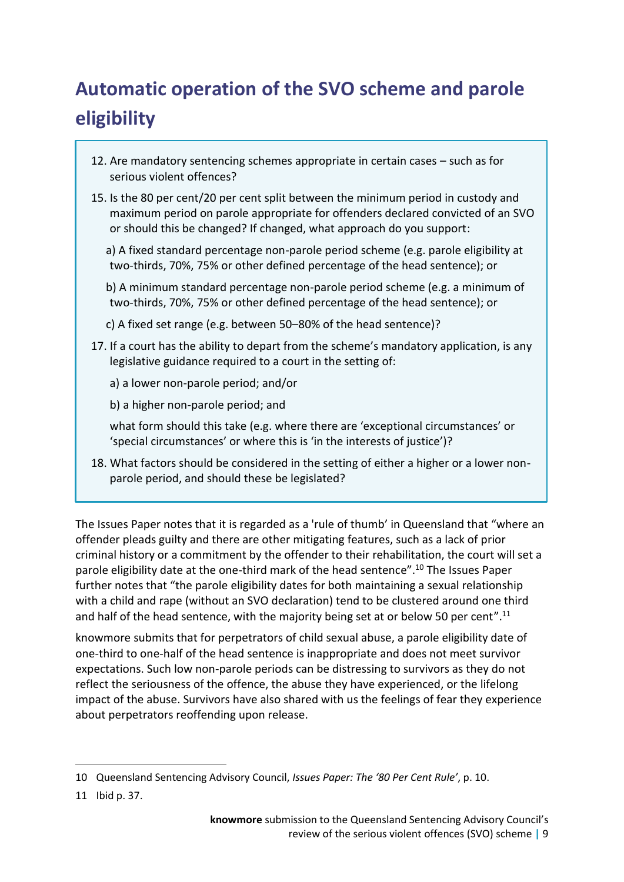# Automatic operation of the SVO scheme and parole eligibility

12. Are mandatory sentencing schemes appropriate in certain cases – such as for serious violent offences?

15. Is the 80 per cent/20 per cent split between the minimum period in custody and maximum period on parole appropriate for offenders declared convicted of an SVO or should this be changed? If changed, what approach do you support:

    a) A fixed standard percentage non-parole period scheme (e.g. parole eligibility at two-thirds, 70%, 75% or other defined percentage of the head sentence); or

    b) A minimum standard percentage non-parole period scheme (e.g. a minimum of two-thirds, 70%, 75% or other defined percentage of the head sentence); or

    c) A fixed set range (e.g. between 50–80% of the head sentence)?

17. If a court has the ability to depart from the scheme's mandatory application, is any legislative guidance required to a court in the setting of:

    a) a lower non-parole period; and/or

    b) a higher non-parole period; and

    what form should this take (e.g. where there are 'exceptional circumstances' or 'special circumstances' or where this is 'in the interests of justice')?

18. What factors should be considered in the setting of either a higher or a lower non-parole period, and should these be legislated?

The Issues Paper notes that it is regarded as a 'rule of thumb' in Queensland that "where an offender pleads guilty and there are other mitigating features, such as a lack of prior criminal history or a commitment by the offender to their rehabilitation, the court will set a parole eligibility date at the one-third mark of the head sentence".[10] The Issues Paper further notes that "the parole eligibility dates for both maintaining a sexual relationship with a child and rape (without an SVO declaration) tend to be clustered around one third and half of the head sentence, with the majority being set at or below 50 per cent".[11]

knowmore submits that for perpetrators of child sexual abuse, a parole eligibility date of one-third to one-half of the head sentence is inappropriate and does not meet survivor expectations. Such low non-parole periods can be distressing to survivors as they do not reflect the seriousness of the offence, the abuse they have experienced, or the lifelong impact of the abuse. Survivors have also shared with us the feelings of fear they experience about perpetrators reoffending upon release.

---

10 Queensland Sentencing Advisory Council, *Issues Paper: The '80 Per Cent Rule'*, p. 10.

11 Ibid p. 37.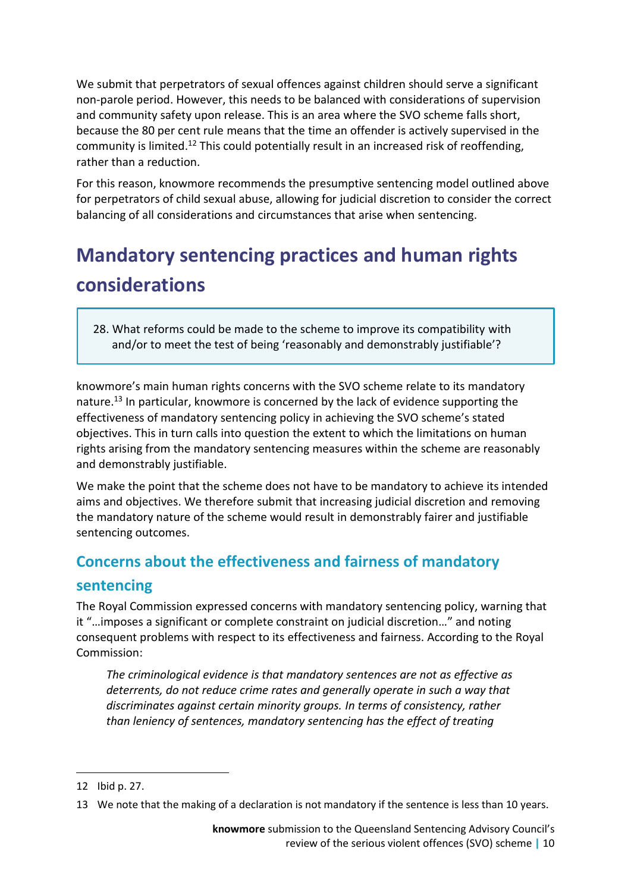We submit that perpetrators of sexual offences against children should serve a significant non-parole period. However, this needs to be balanced with considerations of supervision and community safety upon release. This is an area where the SVO scheme falls short, because the 80 per cent rule means that the time an offender is actively supervised in the community is limited.[12] This could potentially result in an increased risk of reoffending, rather than a reduction.

For this reason, knowmore recommends the presumptive sentencing model outlined above for perpetrators of child sexual abuse, allowing for judicial discretion to consider the correct balancing of all considerations and circumstances that arise when sentencing.

# Mandatory sentencing practices and human rights considerations

> 28. What reforms could be made to the scheme to improve its compatibility with and/or to meet the test of being 'reasonably and demonstrably justifiable'?

knowmore's main human rights concerns with the SVO scheme relate to its mandatory nature.[13] In particular, knowmore is concerned by the lack of evidence supporting the effectiveness of mandatory sentencing policy in achieving the SVO scheme's stated objectives. This in turn calls into question the extent to which the limitations on human rights arising from the mandatory sentencing measures within the scheme are reasonably and demonstrably justifiable.

We make the point that the scheme does not have to be mandatory to achieve its intended aims and objectives. We therefore submit that increasing judicial discretion and removing the mandatory nature of the scheme would result in demonstrably fairer and justifiable sentencing outcomes.

## Concerns about the effectiveness and fairness of mandatory sentencing

The Royal Commission expressed concerns with mandatory sentencing policy, warning that it "…imposes a significant or complete constraint on judicial discretion…" and noting consequent problems with respect to its effectiveness and fairness. According to the Royal Commission:

> *The criminological evidence is that mandatory sentences are not as effective as deterrents, do not reduce crime rates and generally operate in such a way that discriminates against certain minority groups. In terms of consistency, rather than leniency of sentences, mandatory sentencing has the effect of treating*

---

12 Ibid p. 27.

13 We note that the making of a declaration is not mandatory if the sentence is less than 10 years.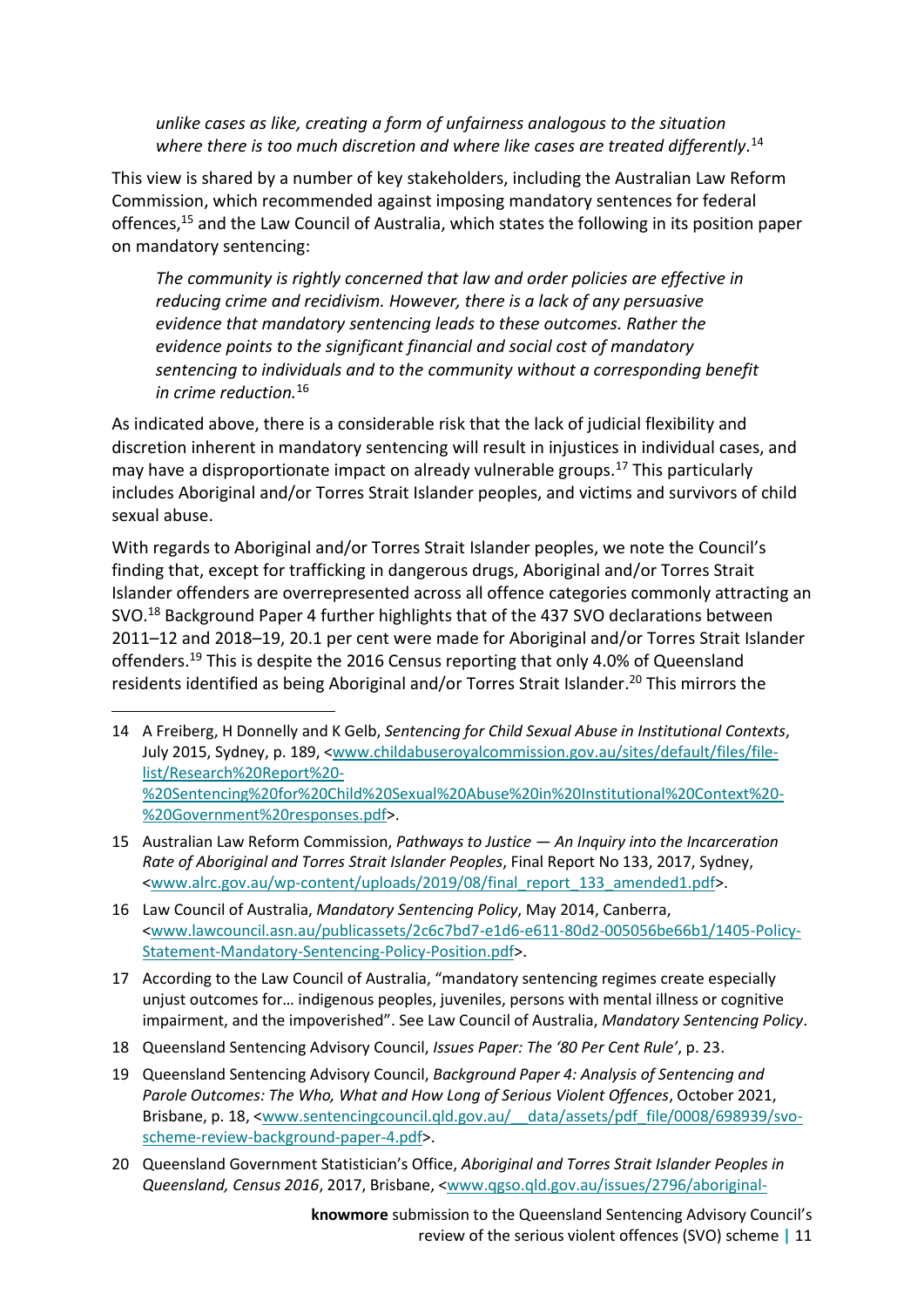> *unlike cases as like, creating a form of unfairness analogous to the situation where there is too much discretion and where like cases are treated differently.*[14]

This view is shared by a number of key stakeholders, including the Australian Law Reform Commission, which recommended against imposing mandatory sentences for federal offences,[15] and the Law Council of Australia, which states the following in its position paper on mandatory sentencing:

> *The community is rightly concerned that law and order policies are effective in reducing crime and recidivism. However, there is a lack of any persuasive evidence that mandatory sentencing leads to these outcomes. Rather the evidence points to the significant financial and social cost of mandatory sentencing to individuals and to the community without a corresponding benefit in crime reduction.*[16]

As indicated above, there is a considerable risk that the lack of judicial flexibility and discretion inherent in mandatory sentencing will result in injustices in individual cases, and may have a disproportionate impact on already vulnerable groups.[17] This particularly includes Aboriginal and/or Torres Strait Islander peoples, and victims and survivors of child sexual abuse.

With regards to Aboriginal and/or Torres Strait Islander peoples, we note the Council's finding that, except for trafficking in dangerous drugs, Aboriginal and/or Torres Strait Islander offenders are overrepresented across all offence categories commonly attracting an SVO.[18] Background Paper 4 further highlights that of the 437 SVO declarations between 2011–12 and 2018–19, 20.1 per cent were made for Aboriginal and/or Torres Strait Islander offenders.[19] This is despite the 2016 Census reporting that only 4.0% of Queensland residents identified as being Aboriginal and/or Torres Strait Islander.[20] This mirrors the

---

14 A Freiberg, H Donnelly and K Gelb, *Sentencing for Child Sexual Abuse in Institutional Contexts*, July 2015, Sydney, p. 189, <www.childabuseroyalcommission.gov.au/sites/default/files/file-list/Research%20Report%20-%20Sentencing%20for%20Child%20Sexual%20Abuse%20in%20Institutional%20Context%20-%20Government%20responses.pdf>.

15 Australian Law Reform Commission, *Pathways to Justice — An Inquiry into the Incarceration Rate of Aboriginal and Torres Strait Islander Peoples*, Final Report No 133, 2017, Sydney, <www.alrc.gov.au/wp-content/uploads/2019/08/final_report_133_amended1.pdf>.

16 Law Council of Australia, *Mandatory Sentencing Policy*, May 2014, Canberra, <www.lawcouncil.asn.au/publicassets/2c6c7bd7-e1d6-e611-80d2-005056be66b1/1405-Policy-Statement-Mandatory-Sentencing-Policy-Position.pdf>.

17 According to the Law Council of Australia, "mandatory sentencing regimes create especially unjust outcomes for… indigenous peoples, juveniles, persons with mental illness or cognitive impairment, and the impoverished". See Law Council of Australia, *Mandatory Sentencing Policy*.

18 Queensland Sentencing Advisory Council, *Issues Paper: The '80 Per Cent Rule'*, p. 23.

19 Queensland Sentencing Advisory Council, *Background Paper 4: Analysis of Sentencing and Parole Outcomes: The Who, What and How Long of Serious Violent Offences*, October 2021, Brisbane, p. 18, <www.sentencingcouncil.qld.gov.au/__data/assets/pdf_file/0008/698939/svo-scheme-review-background-paper-4.pdf>.

20 Queensland Government Statistician's Office, *Aboriginal and Torres Strait Islander Peoples in Queensland, Census 2016*, 2017, Brisbane, <www.qgso.qld.gov.au/issues/2796/aboriginal-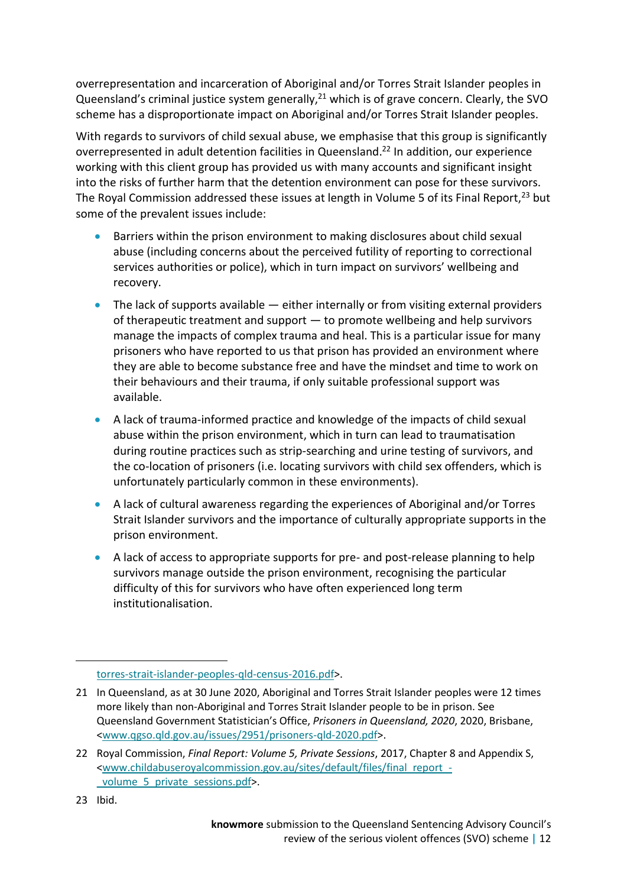overrepresentation and incarceration of Aboriginal and/or Torres Strait Islander peoples in Queensland's criminal justice system generally,[21] which is of grave concern. Clearly, the SVO scheme has a disproportionate impact on Aboriginal and/or Torres Strait Islander peoples.

With regards to survivors of child sexual abuse, we emphasise that this group is significantly overrepresented in adult detention facilities in Queensland.[22] In addition, our experience working with this client group has provided us with many accounts and significant insight into the risks of further harm that the detention environment can pose for these survivors. The Royal Commission addressed these issues at length in Volume 5 of its Final Report,[23] but some of the prevalent issues include:

- Barriers within the prison environment to making disclosures about child sexual abuse (including concerns about the perceived futility of reporting to correctional services authorities or police), which in turn impact on survivors' wellbeing and recovery.
- The lack of supports available — either internally or from visiting external providers of therapeutic treatment and support — to promote wellbeing and help survivors manage the impacts of complex trauma and heal. This is a particular issue for many prisoners who have reported to us that prison has provided an environment where they are able to become substance free and have the mindset and time to work on their behaviours and their trauma, if only suitable professional support was available.
- A lack of trauma-informed practice and knowledge of the impacts of child sexual abuse within the prison environment, which in turn can lead to traumatisation during routine practices such as strip-searching and urine testing of survivors, and the co-location of prisoners (i.e. locating survivors with child sex offenders, which is unfortunately particularly common in these environments).
- A lack of cultural awareness regarding the experiences of Aboriginal and/or Torres Strait Islander survivors and the importance of culturally appropriate supports in the prison environment.
- A lack of access to appropriate supports for pre- and post-release planning to help survivors manage outside the prison environment, recognising the particular difficulty of this for survivors who have often experienced long term institutionalisation.

---

torres-strait-islander-peoples-qld-census-2016.pdf>.

21 In Queensland, as at 30 June 2020, Aboriginal and Torres Strait Islander peoples were 12 times more likely than non-Aboriginal and Torres Strait Islander people to be in prison. See Queensland Government Statistician's Office, *Prisoners in Queensland, 2020*, 2020, Brisbane, <www.qgso.qld.gov.au/issues/2951/prisoners-qld-2020.pdf>.

22 Royal Commission, *Final Report: Volume 5, Private Sessions*, 2017, Chapter 8 and Appendix S, <www.childabuseroyalcommission.gov.au/sites/default/files/final_report_-_volume_5_private_sessions.pdf>.

23 Ibid.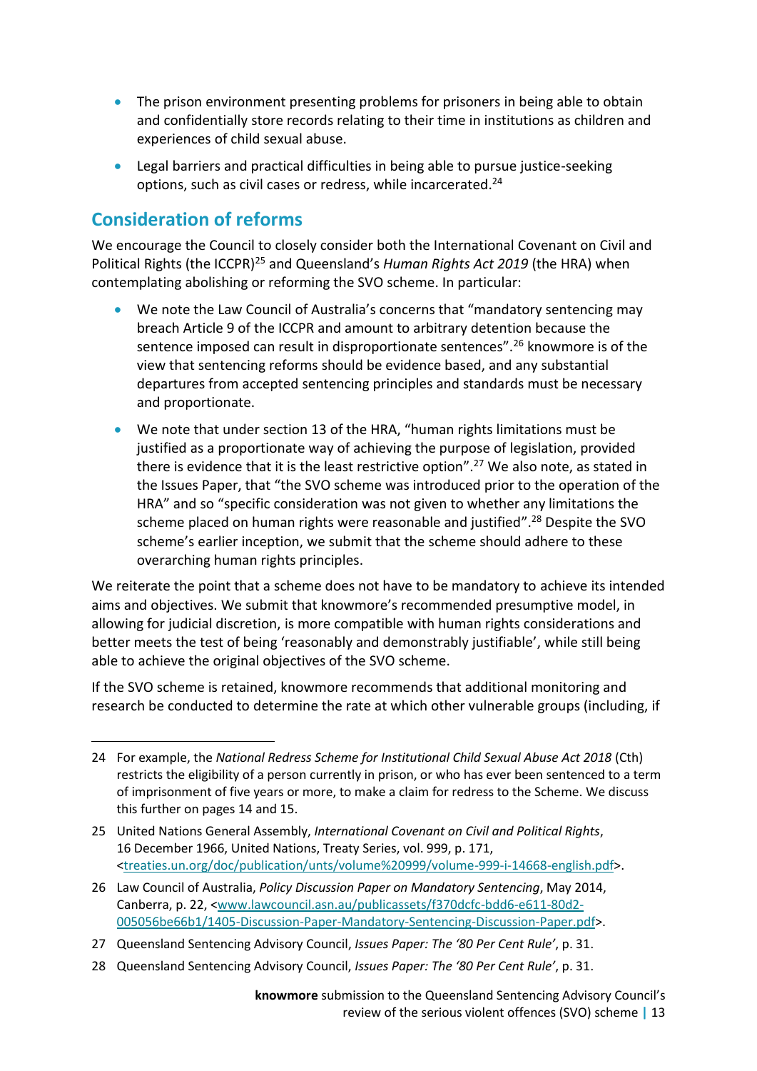- The prison environment presenting problems for prisoners in being able to obtain and confidentially store records relating to their time in institutions as children and experiences of child sexual abuse.
- Legal barriers and practical difficulties in being able to pursue justice-seeking options, such as civil cases or redress, while incarcerated.[24]

## Consideration of reforms

We encourage the Council to closely consider both the International Covenant on Civil and Political Rights (the ICCPR)[25] and Queensland's *Human Rights Act 2019* (the HRA) when contemplating abolishing or reforming the SVO scheme. In particular:

- We note the Law Council of Australia's concerns that "mandatory sentencing may breach Article 9 of the ICCPR and amount to arbitrary detention because the sentence imposed can result in disproportionate sentences".[26] knowmore is of the view that sentencing reforms should be evidence based, and any substantial departures from accepted sentencing principles and standards must be necessary and proportionate.
- We note that under section 13 of the HRA, "human rights limitations must be justified as a proportionate way of achieving the purpose of legislation, provided there is evidence that it is the least restrictive option".[27] We also note, as stated in the Issues Paper, that "the SVO scheme was introduced prior to the operation of the HRA" and so "specific consideration was not given to whether any limitations the scheme placed on human rights were reasonable and justified".[28] Despite the SVO scheme's earlier inception, we submit that the scheme should adhere to these overarching human rights principles.

We reiterate the point that a scheme does not have to be mandatory to achieve its intended aims and objectives. We submit that knowmore's recommended presumptive model, in allowing for judicial discretion, is more compatible with human rights considerations and better meets the test of being 'reasonably and demonstrably justifiable', while still being able to achieve the original objectives of the SVO scheme.

If the SVO scheme is retained, knowmore recommends that additional monitoring and research be conducted to determine the rate at which other vulnerable groups (including, if

---

24 For example, the *National Redress Scheme for Institutional Child Sexual Abuse Act 2018* (Cth) restricts the eligibility of a person currently in prison, or who has ever been sentenced to a term of imprisonment of five years or more, to make a claim for redress to the Scheme. We discuss this further on pages 14 and 15.

25 United Nations General Assembly, *International Covenant on Civil and Political Rights*, 16 December 1966, United Nations, Treaty Series, vol. 999, p. 171, <treaties.un.org/doc/publication/unts/volume%20999/volume-999-i-14668-english.pdf>.

26 Law Council of Australia, *Policy Discussion Paper on Mandatory Sentencing*, May 2014, Canberra, p. 22, <www.lawcouncil.asn.au/publicassets/f370dcfc-bdd6-e611-80d2-005056be66b1/1405-Discussion-Paper-Mandatory-Sentencing-Discussion-Paper.pdf>.

27 Queensland Sentencing Advisory Council, *Issues Paper: The '80 Per Cent Rule'*, p. 31.

28 Queensland Sentencing Advisory Council, *Issues Paper: The '80 Per Cent Rule'*, p. 31.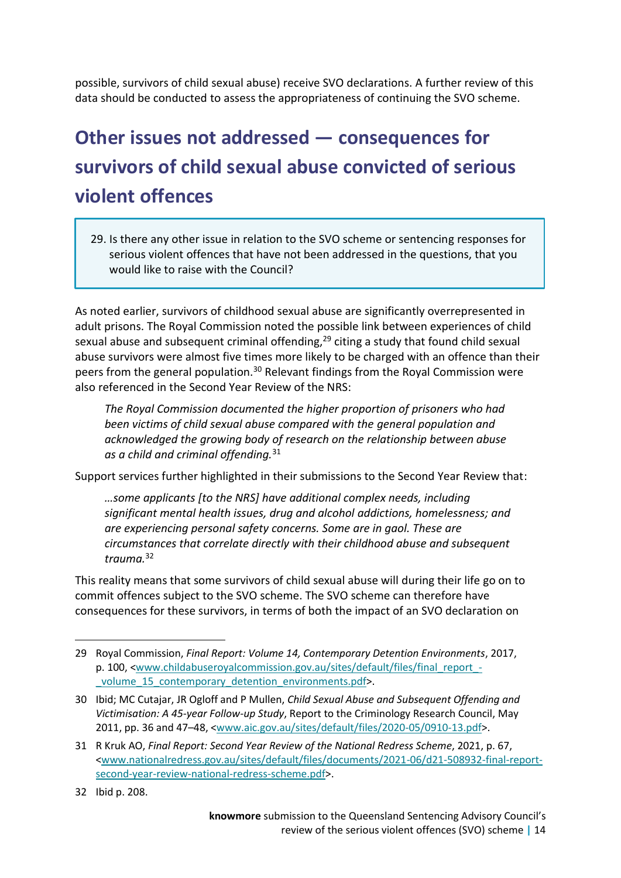possible, survivors of child sexual abuse) receive SVO declarations. A further review of this data should be conducted to assess the appropriateness of continuing the SVO scheme.

## Other issues not addressed — consequences for survivors of child sexual abuse convicted of serious violent offences

> 29. Is there any other issue in relation to the SVO scheme or sentencing responses for serious violent offences that have not been addressed in the questions, that you would like to raise with the Council?

As noted earlier, survivors of childhood sexual abuse are significantly overrepresented in adult prisons. The Royal Commission noted the possible link between experiences of child sexual abuse and subsequent criminal offending,[29] citing a study that found child sexual abuse survivors were almost five times more likely to be charged with an offence than their peers from the general population.[30] Relevant findings from the Royal Commission were also referenced in the Second Year Review of the NRS:

> *The Royal Commission documented the higher proportion of prisoners who had been victims of child sexual abuse compared with the general population and acknowledged the growing body of research on the relationship between abuse as a child and criminal offending.*[31]

Support services further highlighted in their submissions to the Second Year Review that:

> *…some applicants [to the NRS] have additional complex needs, including significant mental health issues, drug and alcohol addictions, homelessness; and are experiencing personal safety concerns. Some are in gaol. These are circumstances that correlate directly with their childhood abuse and subsequent trauma.*[32]

This reality means that some survivors of child sexual abuse will during their life go on to commit offences subject to the SVO scheme. The SVO scheme can therefore have consequences for these survivors, in terms of both the impact of an SVO declaration on

---

29 Royal Commission, *Final Report: Volume 14, Contemporary Detention Environments*, 2017, p. 100, <www.childabuseroyalcommission.gov.au/sites/default/files/final_report_-_volume_15_contemporary_detention_environments.pdf>.

30 Ibid; MC Cutajar, JR Ogloff and P Mullen, *Child Sexual Abuse and Subsequent Offending and Victimisation: A 45-year Follow-up Study*, Report to the Criminology Research Council, May 2011, pp. 36 and 47–48, <www.aic.gov.au/sites/default/files/2020-05/0910-13.pdf>.

31 R Kruk AO, *Final Report: Second Year Review of the National Redress Scheme*, 2021, p. 67, <www.nationalredress.gov.au/sites/default/files/documents/2021-06/d21-508932-final-report-second-year-review-national-redress-scheme.pdf>.

32 Ibid p. 208.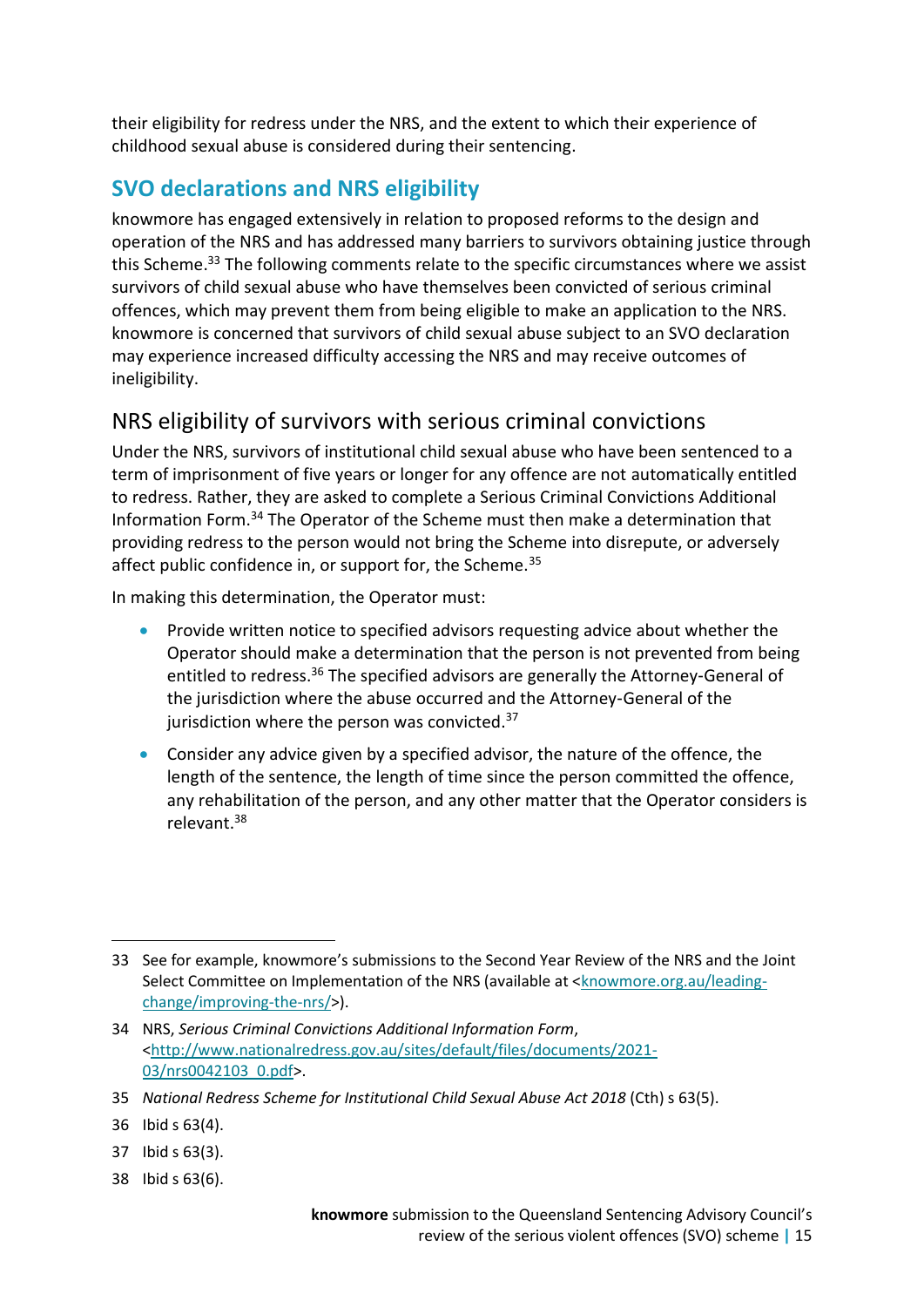their eligibility for redress under the NRS, and the extent to which their experience of childhood sexual abuse is considered during their sentencing.

## SVO declarations and NRS eligibility

knowmore has engaged extensively in relation to proposed reforms to the design and operation of the NRS and has addressed many barriers to survivors obtaining justice through this Scheme.[33] The following comments relate to the specific circumstances where we assist survivors of child sexual abuse who have themselves been convicted of serious criminal offences, which may prevent them from being eligible to make an application to the NRS. knowmore is concerned that survivors of child sexual abuse subject to an SVO declaration may experience increased difficulty accessing the NRS and may receive outcomes of ineligibility.

### NRS eligibility of survivors with serious criminal convictions

Under the NRS, survivors of institutional child sexual abuse who have been sentenced to a term of imprisonment of five years or longer for any offence are not automatically entitled to redress. Rather, they are asked to complete a Serious Criminal Convictions Additional Information Form.[34] The Operator of the Scheme must then make a determination that providing redress to the person would not bring the Scheme into disrepute, or adversely affect public confidence in, or support for, the Scheme.[35]

In making this determination, the Operator must:

- Provide written notice to specified advisors requesting advice about whether the Operator should make a determination that the person is not prevented from being entitled to redress.[36] The specified advisors are generally the Attorney-General of the jurisdiction where the abuse occurred and the Attorney-General of the jurisdiction where the person was convicted.[37]
- Consider any advice given by a specified advisor, the nature of the offence, the length of the sentence, the length of time since the person committed the offence, any rehabilitation of the person, and any other matter that the Operator considers is relevant.[38]

---

33 See for example, knowmore's submissions to the Second Year Review of the NRS and the Joint Select Committee on Implementation of the NRS (available at <knowmore.org.au/leading-change/improving-the-nrs/>).

34 NRS, *Serious Criminal Convictions Additional Information Form*, <http://www.nationalredress.gov.au/sites/default/files/documents/2021-03/nrs0042103_0.pdf>.

35 *National Redress Scheme for Institutional Child Sexual Abuse Act 2018* (Cth) s 63(5).

36 Ibid s 63(4).

37 Ibid s 63(3).

38 Ibid s 63(6).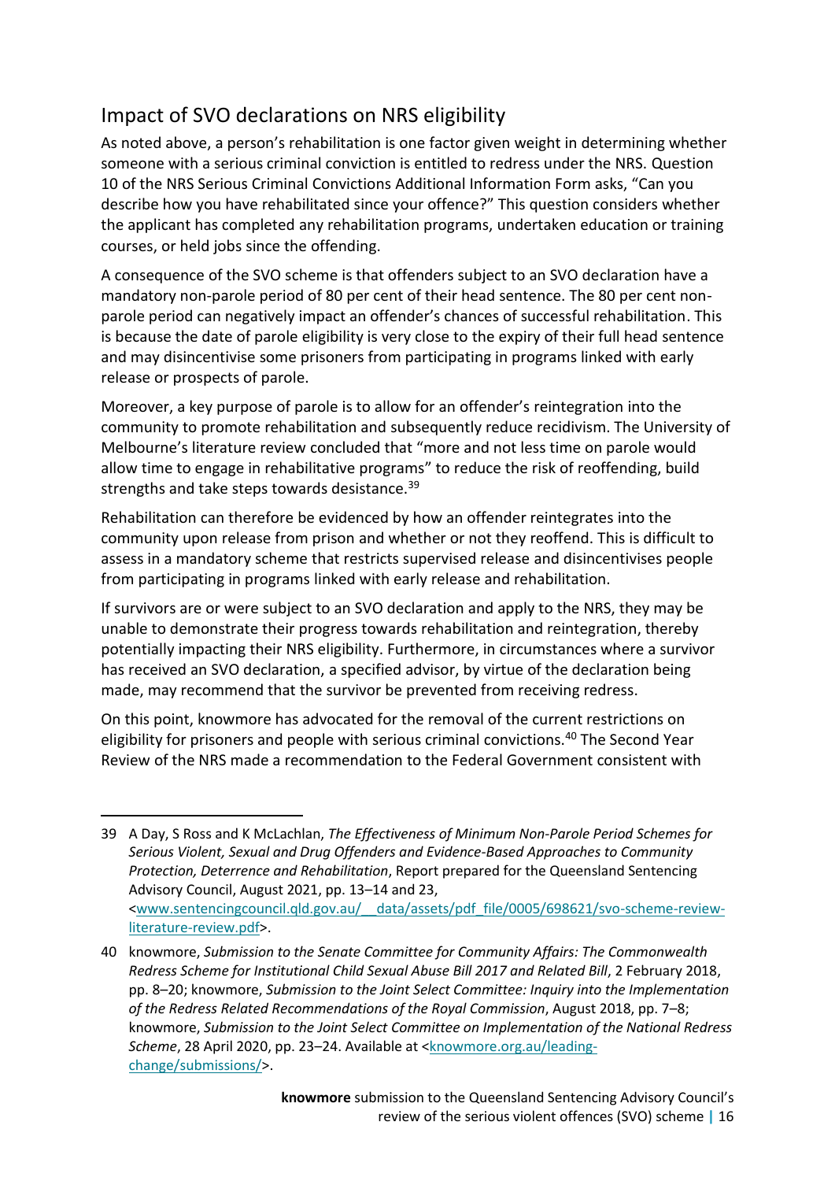## Impact of SVO declarations on NRS eligibility

As noted above, a person's rehabilitation is one factor given weight in determining whether someone with a serious criminal conviction is entitled to redress under the NRS. Question 10 of the NRS Serious Criminal Convictions Additional Information Form asks, "Can you describe how you have rehabilitated since your offence?" This question considers whether the applicant has completed any rehabilitation programs, undertaken education or training courses, or held jobs since the offending.

A consequence of the SVO scheme is that offenders subject to an SVO declaration have a mandatory non-parole period of 80 per cent of their head sentence. The 80 per cent non-parole period can negatively impact an offender's chances of successful rehabilitation. This is because the date of parole eligibility is very close to the expiry of their full head sentence and may disincentivise some prisoners from participating in programs linked with early release or prospects of parole.

Moreover, a key purpose of parole is to allow for an offender's reintegration into the community to promote rehabilitation and subsequently reduce recidivism. The University of Melbourne's literature review concluded that "more and not less time on parole would allow time to engage in rehabilitative programs" to reduce the risk of reoffending, build strengths and take steps towards desistance.[39]

Rehabilitation can therefore be evidenced by how an offender reintegrates into the community upon release from prison and whether or not they reoffend. This is difficult to assess in a mandatory scheme that restricts supervised release and disincentivises people from participating in programs linked with early release and rehabilitation.

If survivors are or were subject to an SVO declaration and apply to the NRS, they may be unable to demonstrate their progress towards rehabilitation and reintegration, thereby potentially impacting their NRS eligibility. Furthermore, in circumstances where a survivor has received an SVO declaration, a specified advisor, by virtue of the declaration being made, may recommend that the survivor be prevented from receiving redress.

On this point, knowmore has advocated for the removal of the current restrictions on eligibility for prisoners and people with serious criminal convictions.[40] The Second Year Review of the NRS made a recommendation to the Federal Government consistent with

---

39 A Day, S Ross and K McLachlan, *The Effectiveness of Minimum Non-Parole Period Schemes for Serious Violent, Sexual and Drug Offenders and Evidence-Based Approaches to Community Protection, Deterrence and Rehabilitation*, Report prepared for the Queensland Sentencing Advisory Council, August 2021, pp. 13–14 and 23, <www.sentencingcouncil.qld.gov.au/__data/assets/pdf_file/0005/698621/svo-scheme-review-literature-review.pdf>.

40 knowmore, *Submission to the Senate Committee for Community Affairs: The Commonwealth Redress Scheme for Institutional Child Sexual Abuse Bill 2017 and Related Bill*, 2 February 2018, pp. 8–20; knowmore, *Submission to the Joint Select Committee: Inquiry into the Implementation of the Redress Related Recommendations of the Royal Commission*, August 2018, pp. 7–8; knowmore, *Submission to the Joint Select Committee on Implementation of the National Redress Scheme*, 28 April 2020, pp. 23–24. Available at <knowmore.org.au/leading-change/submissions/>.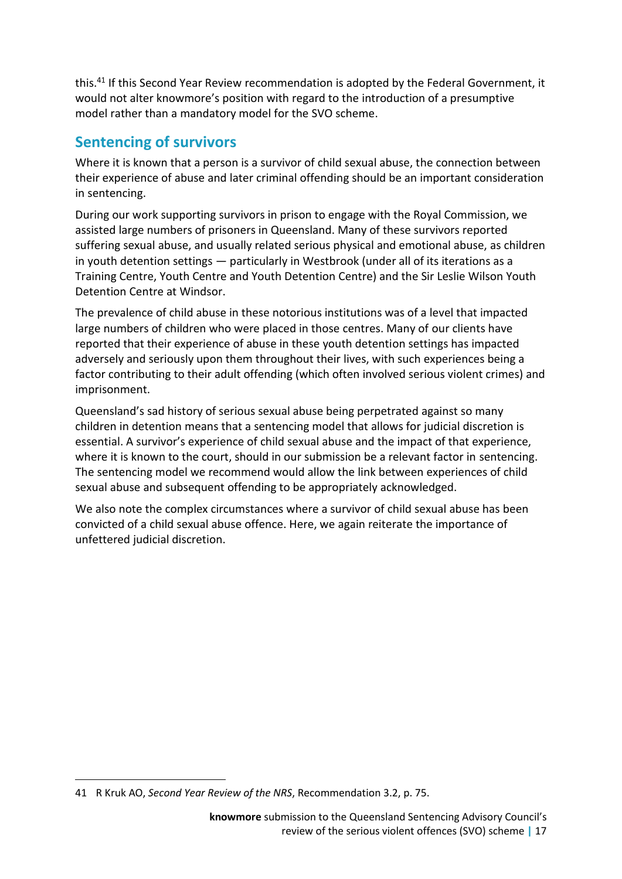this.[41] If this Second Year Review recommendation is adopted by the Federal Government, it would not alter knowmore's position with regard to the introduction of a presumptive model rather than a mandatory model for the SVO scheme.

## Sentencing of survivors

Where it is known that a person is a survivor of child sexual abuse, the connection between their experience of abuse and later criminal offending should be an important consideration in sentencing.

During our work supporting survivors in prison to engage with the Royal Commission, we assisted large numbers of prisoners in Queensland. Many of these survivors reported suffering sexual abuse, and usually related serious physical and emotional abuse, as children in youth detention settings — particularly in Westbrook (under all of its iterations as a Training Centre, Youth Centre and Youth Detention Centre) and the Sir Leslie Wilson Youth Detention Centre at Windsor.

The prevalence of child abuse in these notorious institutions was of a level that impacted large numbers of children who were placed in those centres. Many of our clients have reported that their experience of abuse in these youth detention settings has impacted adversely and seriously upon them throughout their lives, with such experiences being a factor contributing to their adult offending (which often involved serious violent crimes) and imprisonment.

Queensland's sad history of serious sexual abuse being perpetrated against so many children in detention means that a sentencing model that allows for judicial discretion is essential. A survivor's experience of child sexual abuse and the impact of that experience, where it is known to the court, should in our submission be a relevant factor in sentencing. The sentencing model we recommend would allow the link between experiences of child sexual abuse and subsequent offending to be appropriately acknowledged.

We also note the complex circumstances where a survivor of child sexual abuse has been convicted of a child sexual abuse offence. Here, we again reiterate the importance of unfettered judicial discretion.

---

41 R Kruk AO, *Second Year Review of the NRS*, Recommendation 3.2, p. 75.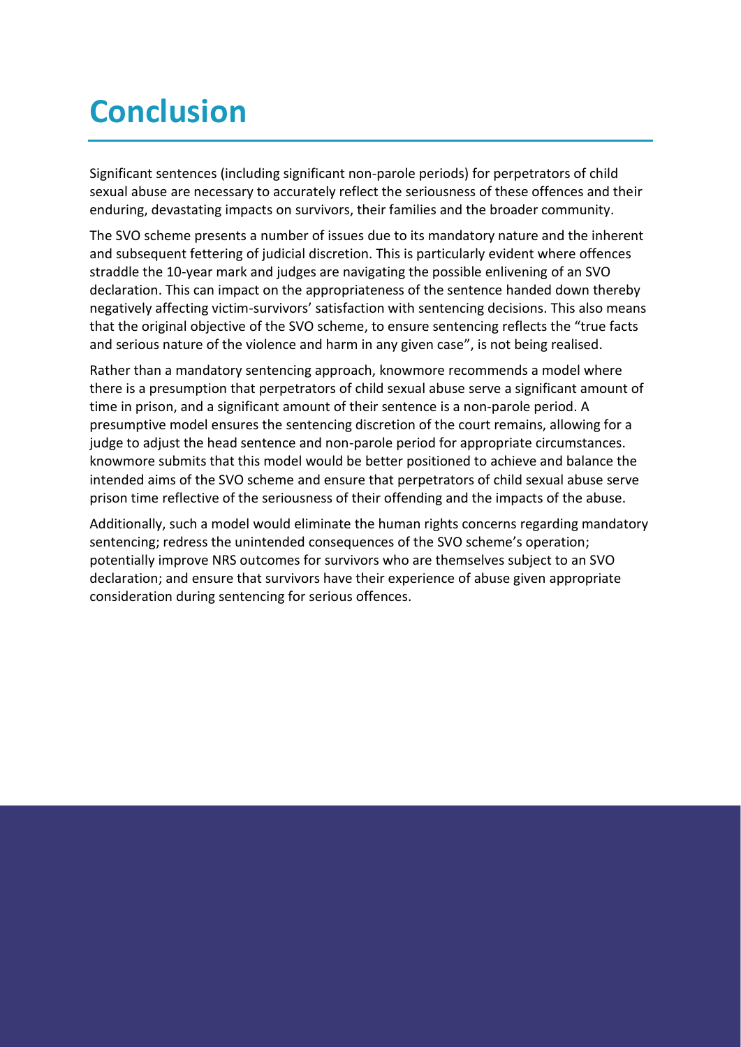# Conclusion

Significant sentences (including significant non-parole periods) for perpetrators of child sexual abuse are necessary to accurately reflect the seriousness of these offences and their enduring, devastating impacts on survivors, their families and the broader community.

The SVO scheme presents a number of issues due to its mandatory nature and the inherent and subsequent fettering of judicial discretion. This is particularly evident where offences straddle the 10-year mark and judges are navigating the possible enlivening of an SVO declaration. This can impact on the appropriateness of the sentence handed down thereby negatively affecting victim-survivors' satisfaction with sentencing decisions. This also means that the original objective of the SVO scheme, to ensure sentencing reflects the "true facts and serious nature of the violence and harm in any given case", is not being realised.

Rather than a mandatory sentencing approach, knowmore recommends a model where there is a presumption that perpetrators of child sexual abuse serve a significant amount of time in prison, and a significant amount of their sentence is a non-parole period. A presumptive model ensures the sentencing discretion of the court remains, allowing for a judge to adjust the head sentence and non-parole period for appropriate circumstances. knowmore submits that this model would be better positioned to achieve and balance the intended aims of the SVO scheme and ensure that perpetrators of child sexual abuse serve prison time reflective of the seriousness of their offending and the impacts of the abuse.

Additionally, such a model would eliminate the human rights concerns regarding mandatory sentencing; redress the unintended consequences of the SVO scheme's operation; potentially improve NRS outcomes for survivors who are themselves subject to an SVO declaration; and ensure that survivors have their experience of abuse given appropriate consideration during sentencing for serious offences.